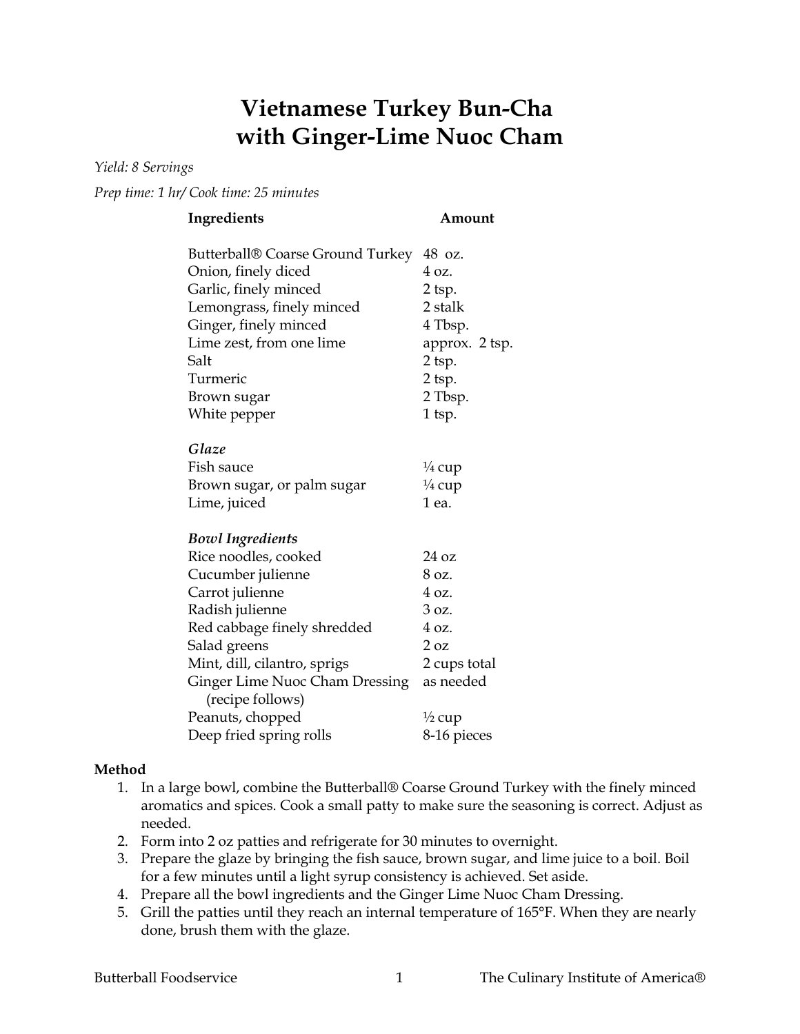# Vietnamese Turkey Bun-Cha with Ginger-Lime Nuoc Cham

*Yield: 8 Servings*

*Prep time: 1 hr/ Cook time: 25 minutes*

| Ingredients | Amount |
|---|---|
| Butterball® Coarse Ground Turkey | 48 oz. |
| Onion, finely diced | 4 oz. |
| Garlic, finely minced | 2 tsp. |
| Lemongrass, finely minced | 2 stalk |
| Ginger, finely minced | 4 Tbsp. |
| Lime zest, from one lime | approx. 2 tsp. |
| Salt | 2 tsp. |
| Turmeric | 2 tsp. |
| Brown sugar | 2 Tbsp. |
| White pepper | 1 tsp. |
| ***Glaze*** | |
| Fish sauce | ¼ cup |
| Brown sugar, or palm sugar | ¼ cup |
| Lime, juiced | 1 ea. |
| ***Bowl Ingredients*** | |
| Rice noodles, cooked | 24 oz |
| Cucumber julienne | 8 oz. |
| Carrot julienne | 4 oz. |
| Radish julienne | 3 oz. |
| Red cabbage finely shredded | 4 oz. |
| Salad greens | 2 oz |
| Mint, dill, cilantro, sprigs | 2 cups total |
| Ginger Lime Nuoc Cham Dressing (recipe follows) | as needed |
| Peanuts, chopped | ½ cup |
| Deep fried spring rolls | 8-16 pieces |

**Method**

1. In a large bowl, combine the Butterball® Coarse Ground Turkey with the finely minced aromatics and spices. Cook a small patty to make sure the seasoning is correct. Adjust as needed.
2. Form into 2 oz patties and refrigerate for 30 minutes to overnight.
3. Prepare the glaze by bringing the fish sauce, brown sugar, and lime juice to a boil. Boil for a few minutes until a light syrup consistency is achieved. Set aside.
4. Prepare all the bowl ingredients and the Ginger Lime Nuoc Cham Dressing.
5. Grill the patties until they reach an internal temperature of 165°F. When they are nearly done, brush them with the glaze.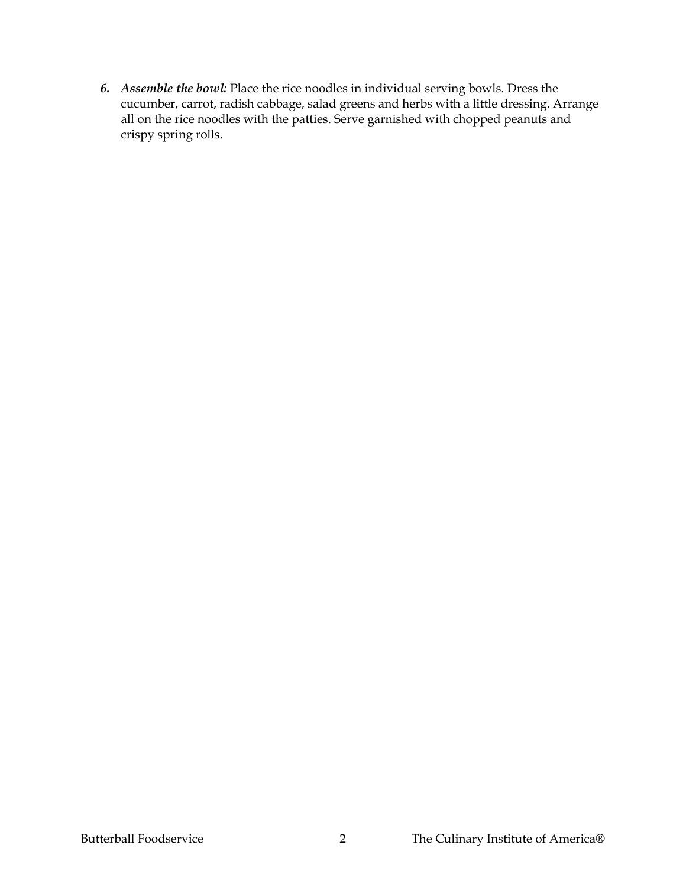6. ***Assemble the bowl:*** Place the rice noodles in individual serving bowls. Dress the cucumber, carrot, radish cabbage, salad greens and herbs with a little dressing. Arrange all on the rice noodles with the patties. Serve garnished with chopped peanuts and crispy spring rolls.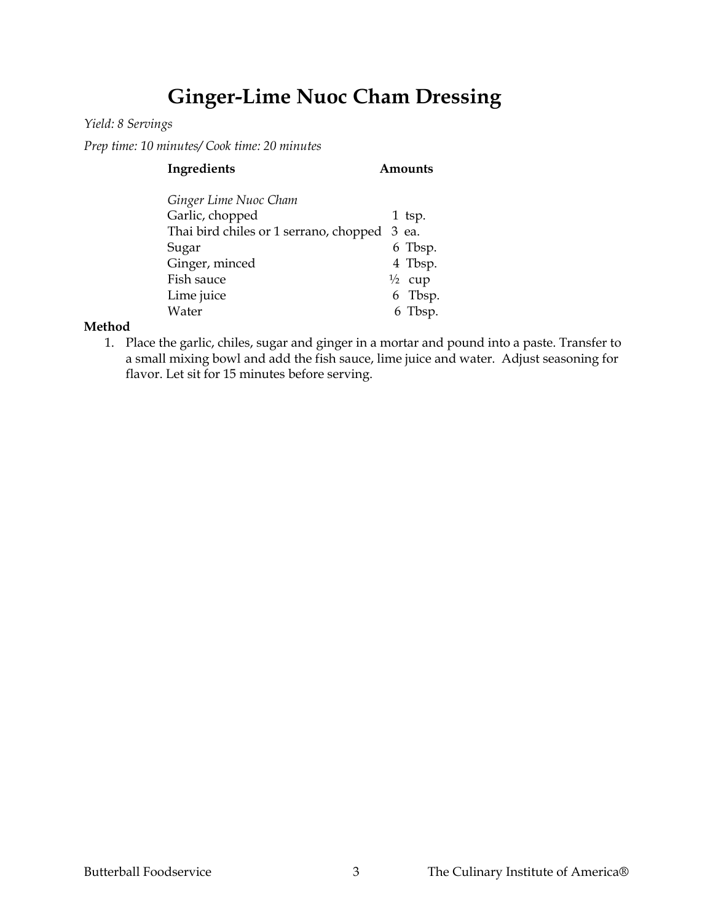# Ginger-Lime Nuoc Cham Dressing

*Yield: 8 Servings*

*Prep time: 10 minutes/ Cook time: 20 minutes*

| Ingredients | Amounts |
|---|---|
| *Ginger Lime Nuoc Cham* | |
| Garlic, chopped | 1 tsp. |
| Thai bird chiles or 1 serrano, chopped | 3 ea. |
| Sugar | 6 Tbsp. |
| Ginger, minced | 4 Tbsp. |
| Fish sauce | ½ cup |
| Lime juice | 6 Tbsp. |
| Water | 6 Tbsp. |

**Method**

1. Place the garlic, chiles, sugar and ginger in a mortar and pound into a paste. Transfer to a small mixing bowl and add the fish sauce, lime juice and water. Adjust seasoning for flavor. Let sit for 15 minutes before serving.